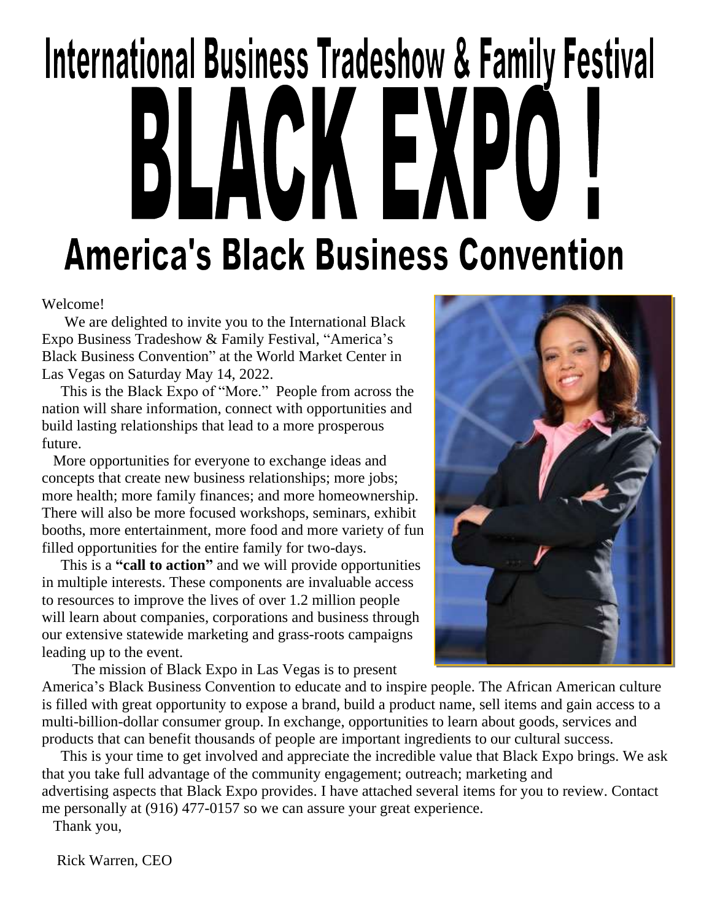# International Business Tradeshow & Family Festival

# BLACK EXPO !

## America's Black Business Convention

Welcome!

We are delighted to invite you to the International Black Expo Business Tradeshow & Family Festival, "America's Black Business Convention" at the World Market Center in Las Vegas on Saturday May 14, 2022.

This is the Black Expo of "More." People from across the nation will share information, connect with opportunities and build lasting relationships that lead to a more prosperous future.

More opportunities for everyone to exchange ideas and concepts that create new business relationships; more jobs; more health; more family finances; and more homeownership. There will also be more focused workshops, seminars, exhibit booths, more entertainment, more food and more variety of fun filled opportunities for the entire family for two-days.

This is a **"call to action"** and we will provide opportunities in multiple interests. These components are invaluable access to resources to improve the lives of over 1.2 million people will learn about companies, corporations and business through our extensive statewide marketing and grass-roots campaigns leading up to the event.

The mission of Black Expo in Las Vegas is to present America's Black Business Convention to educate and to inspire people. The African American culture is filled with great opportunity to expose a brand, build a product name, sell items and gain access to a multi-billion-dollar consumer group. In exchange, opportunities to learn about goods, services and products that can benefit thousands of people are important ingredients to our cultural success.

This is your time to get involved and appreciate the incredible value that Black Expo brings. We ask that you take full advantage of the community engagement; outreach; marketing and advertising aspects that Black Expo provides. I have attached several items for you to review. Contact me personally at (916) 477-0157 so we can assure your great experience.

Thank you,

Rick Warren, CEO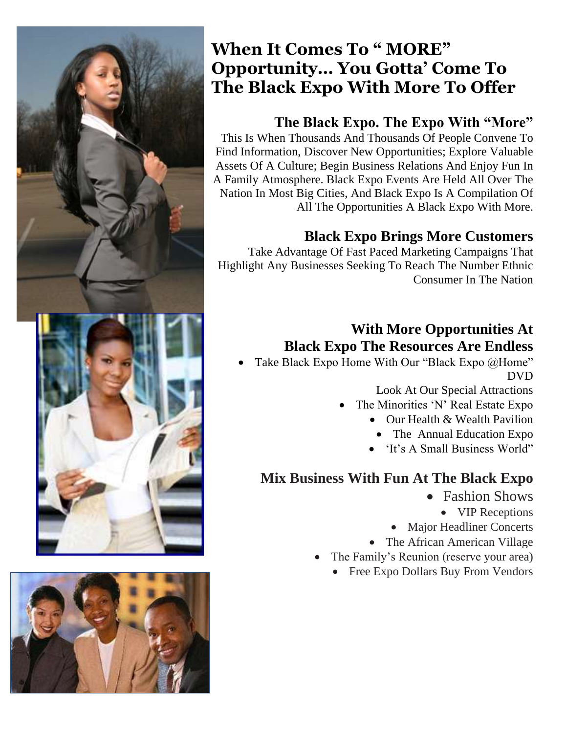# When It Comes To " MORE" Opportunity… You Gotta' Come To The Black Expo With More To Offer

## The Black Expo. The Expo With "More"

This Is When Thousands And Thousands Of People Convene To Find Information, Discover New Opportunities; Explore Valuable Assets Of A Culture; Begin Business Relations And Enjoy Fun In A Family Atmosphere. Black Expo Events Are Held All Over The Nation In Most Big Cities, And Black Expo Is A Compilation Of All The Opportunities A Black Expo With More.

## Black Expo Brings More Customers

Take Advantage Of Fast Paced Marketing Campaigns That Highlight Any Businesses Seeking To Reach The Number Ethnic Consumer In The Nation

## With More Opportunities At Black Expo The Resources Are Endless

- Take Black Expo Home With Our "Black Expo @Home" DVD

Look At Our Special Attractions

- The Minorities 'N' Real Estate Expo
- Our Health & Wealth Pavilion
- The Annual Education Expo
- 'It's A Small Business World"

## Mix Business With Fun At The Black Expo

- Fashion Shows
- VIP Receptions
- Major Headliner Concerts
- The African American Village
- The Family's Reunion (reserve your area)
- Free Expo Dollars Buy From Vendors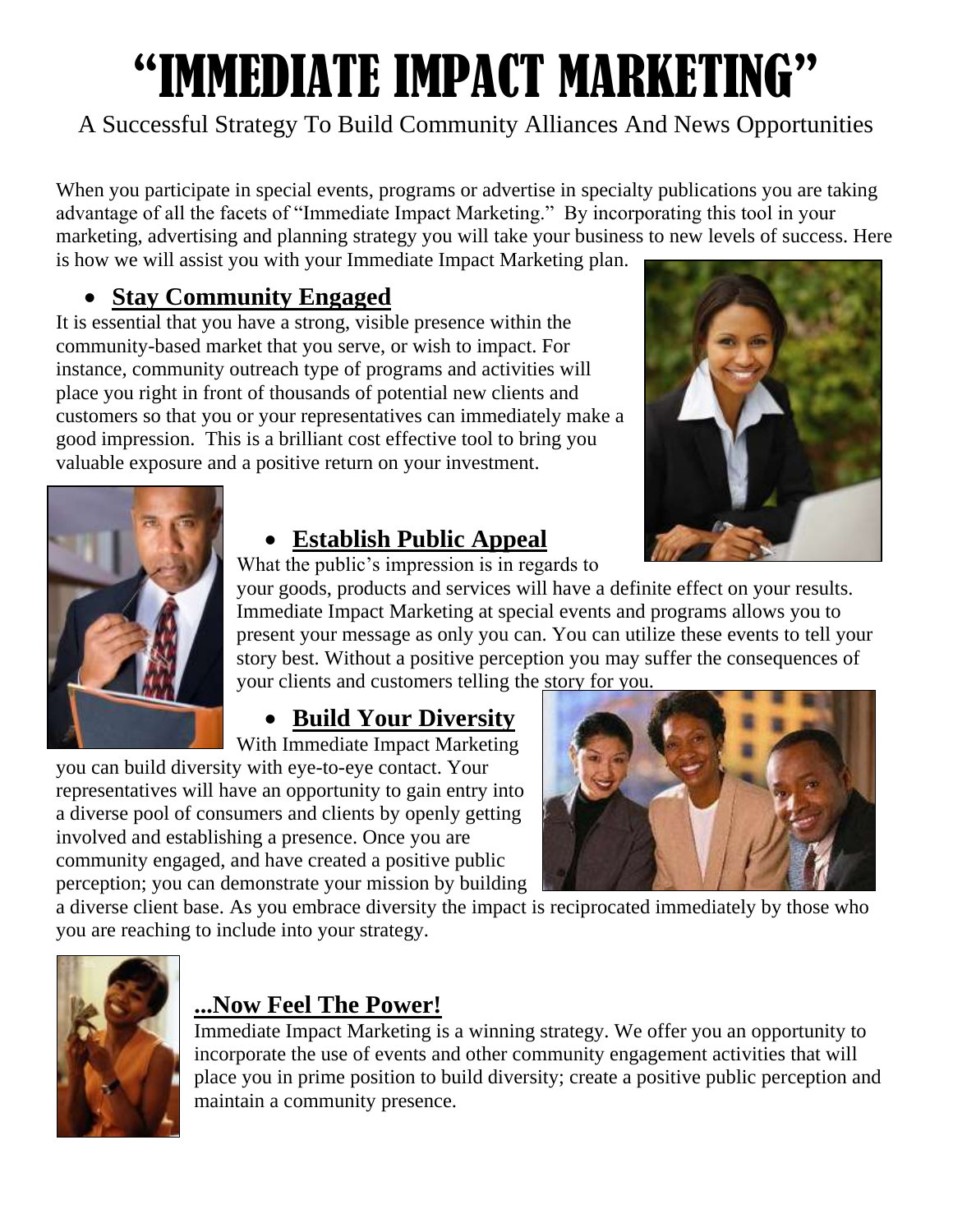# "IMMEDIATE IMPACT MARKETING"

A Successful Strategy To Build Community Alliances And News Opportunities

When you participate in special events, programs or advertise in specialty publications you are taking advantage of all the facets of "Immediate Impact Marketing." By incorporating this tool in your marketing, advertising and planning strategy you will take your business to new levels of success. Here is how we will assist you with your Immediate Impact Marketing plan.

- **Stay Community Engaged**

It is essential that you have a strong, visible presence within the community-based market that you serve, or wish to impact. For instance, community outreach type of programs and activities will place you right in front of thousands of potential new clients and customers so that you or your representatives can immediately make a good impression. This is a brilliant cost effective tool to bring you valuable exposure and a positive return on your investment.

- **Establish Public Appeal**

What the public's impression is in regards to your goods, products and services will have a definite effect on your results. Immediate Impact Marketing at special events and programs allows you to present your message as only you can. You can utilize these events to tell your story best. Without a positive perception you may suffer the consequences of your clients and customers telling the story for you.

- **Build Your Diversity**

With Immediate Impact Marketing you can build diversity with eye-to-eye contact. Your representatives will have an opportunity to gain entry into a diverse pool of consumers and clients by openly getting involved and establishing a presence. Once you are community engaged, and have created a positive public perception; you can demonstrate your mission by building a diverse client base. As you embrace diversity the impact is reciprocated immediately by those who you are reaching to include into your strategy.

**...Now Feel The Power!**

Immediate Impact Marketing is a winning strategy. We offer you an opportunity to incorporate the use of events and other community engagement activities that will place you in prime position to build diversity; create a positive public perception and maintain a community presence.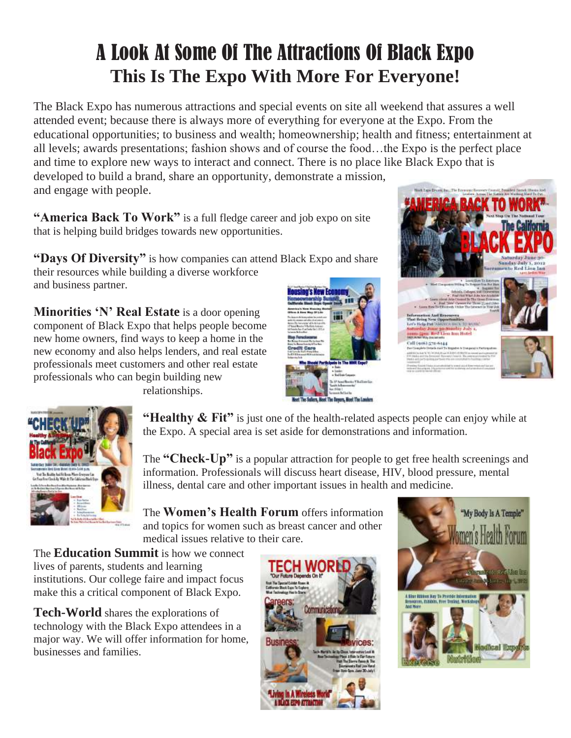# A Look At Some Of The Attractions Of Black Expo

## This Is The Expo With More For Everyone!

The Black Expo has numerous attractions and special events on site all weekend that assures a well attended event; because there is always more of everything for everyone at the Expo. From the educational opportunities; to business and wealth; homeownership; health and fitness; entertainment at all levels; awards presentations; fashion shows and of course the food…the Expo is the perfect place and time to explore new ways to interact and connect. There is no place like Black Expo that is developed to build a brand, share an opportunity, demonstrate a mission, and engage with people.

**"America Back To Work"** is a full fledge career and job expo on site that is helping build bridges towards new opportunities.

**"Days Of Diversity"** is how companies can attend Black Expo and share their resources while building a diverse workforce and business partner.

**Minorities 'N' Real Estate** is a door opening component of Black Expo that helps people become new home owners, find ways to keep a home in the new economy and also helps lenders, and real estate professionals meet customers and other real estate professionals who can begin building new relationships.

**"Healthy & Fit"** is just one of the health-related aspects people can enjoy while at the Expo. A special area is set aside for demonstrations and information.

The **"Check-Up"** is a popular attraction for people to get free health screenings and information. Professionals will discuss heart disease, HIV, blood pressure, mental illness, dental care and other important issues in health and medicine.

The **Women's Health Forum** offers information and topics for women such as breast cancer and other medical issues relative to their care.

The **Education Summit** is how we connect lives of parents, students and learning institutions. Our college faire and impact focus make this a critical component of Black Expo.

**Tech-World** shares the explorations of technology with the Black Expo attendees in a major way. We will offer information for home, businesses and families.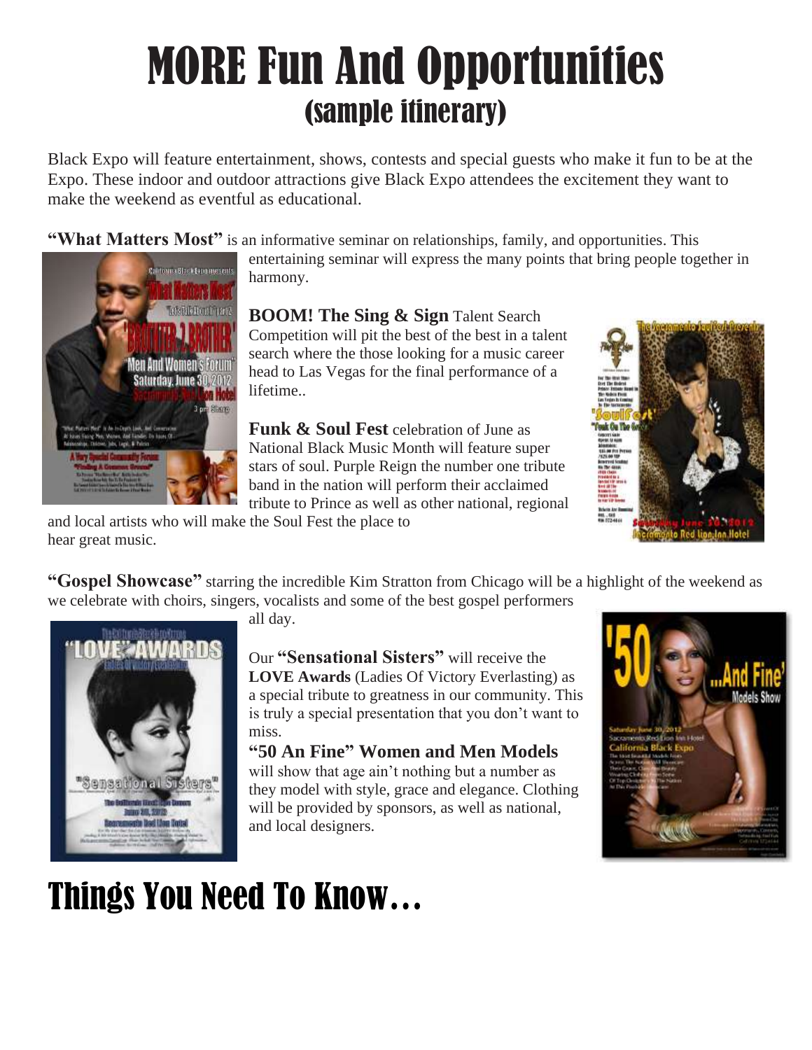# MORE Fun And Opportunities
## (sample itinerary)

Black Expo will feature entertainment, shows, contests and special guests who make it fun to be at the Expo. These indoor and outdoor attractions give Black Expo attendees the excitement they want to make the weekend as eventful as educational.

**"What Matters Most"** is an informative seminar on relationships, family, and opportunities. This entertaining seminar will express the many points that bring people together in harmony.

**BOOM! The Sing & Sign** Talent Search Competition will pit the best of the best in a talent search where the those looking for a music career head to Las Vegas for the final performance of a lifetime..

**Funk & Soul Fest** celebration of June as National Black Music Month will feature super stars of soul. Purple Reign the number one tribute band in the nation will perform their acclaimed tribute to Prince as well as other national, regional and local artists who will make the Soul Fest the place to hear great music.

**"Gospel Showcase"** starring the incredible Kim Stratton from Chicago will be a highlight of the weekend as we celebrate with choirs, singers, vocalists and some of the best gospel performers all day.

Our **"Sensational Sisters"** will receive the **LOVE Awards** (Ladies Of Victory Everlasting) as a special tribute to greatness in our community. This is truly a special presentation that you don't want to miss.

**"50 An Fine" Women and Men Models** will show that age ain't nothing but a number as they model with style, grace and elegance. Clothing will be provided by sponsors, as well as national, and local designers.

# Things You Need To Know…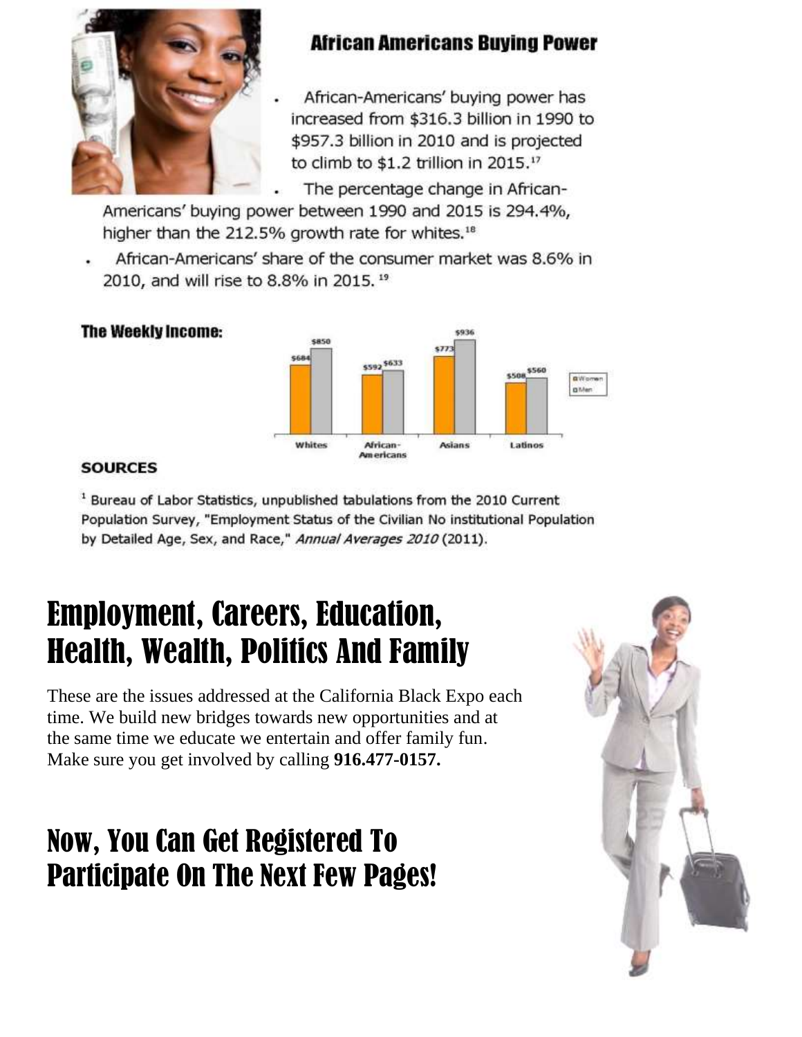## African Americans Buying Power

- African-Americans' buying power has increased from $316.3 billion in 1990 to $957.3 billion in 2010 and is projected to climb to $1.2 trillion in 2015.[17]
- The percentage change in African-Americans' buying power between 1990 and 2015 is 294.4%, higher than the 212.5% growth rate for whites.[18]
- African-Americans' share of the consumer market was 8.6% in 2010, and will rise to 8.8% in 2015.[19]

### The Weekly Income:

| | Women | Men |
|---|---|---|
| Whites | $684 | $850 |
| African-Americans | $592 | $633 |
| Asians | $773 | $936 |
| Latinos | $508 | $560 |

### SOURCES

[1] Bureau of Labor Statistics, unpublished tabulations from the 2010 Current Population Survey, "Employment Status of the Civilian No institutional Population by Detailed Age, Sex, and Race," *Annual Averages 2010* (2011).

# Employment, Careers, Education, Health, Wealth, Politics And Family

These are the issues addressed at the California Black Expo each time. We build new bridges towards new opportunities and at the same time we educate we entertain and offer family fun. Make sure you get involved by calling **916.477-0157.**

# Now, You Can Get Registered To Participate On The Next Few Pages!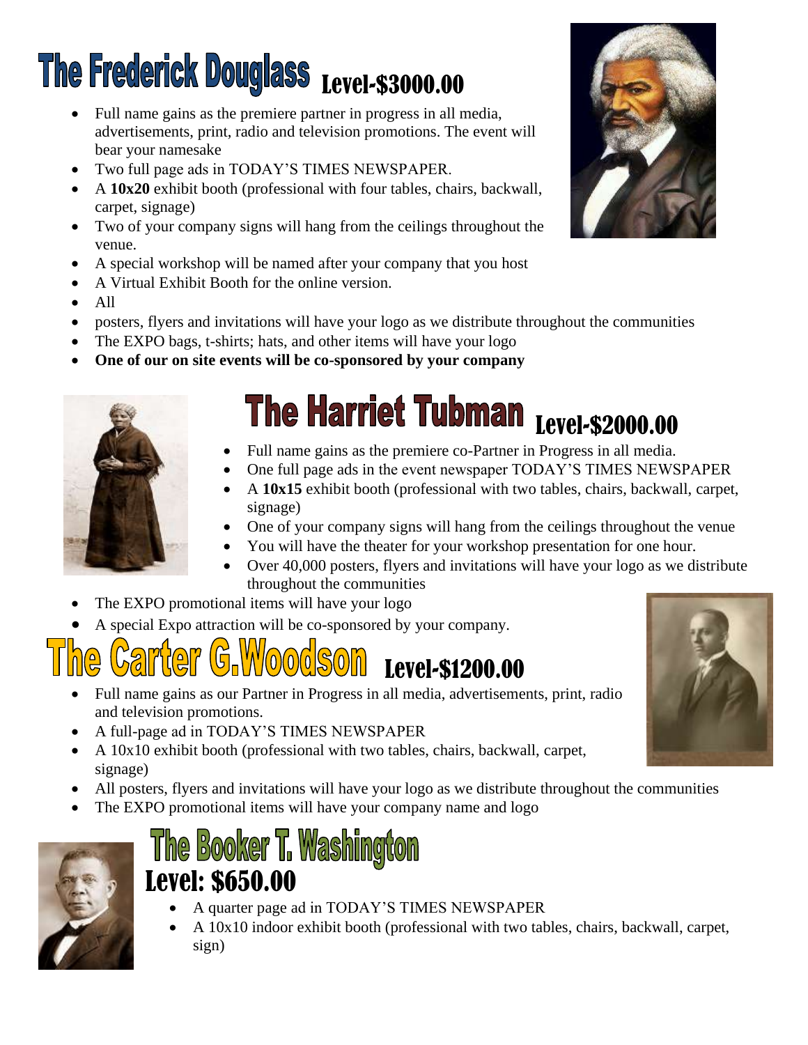# The Frederick Douglass Level-$3000.00

- Full name gains as the premiere partner in progress in all media, advertisements, print, radio and television promotions. The event will bear your namesake
- Two full page ads in TODAY'S TIMES NEWSPAPER.
- A **10x20** exhibit booth (professional with four tables, chairs, backwall, carpet, signage)
- Two of your company signs will hang from the ceilings throughout the venue.
- A special workshop will be named after your company that you host
- A Virtual Exhibit Booth for the online version.
- All
- posters, flyers and invitations will have your logo as we distribute throughout the communities
- The EXPO bags, t-shirts; hats, and other items will have your logo
- **One of our on site events will be co-sponsored by your company**

# The Harriet Tubman Level-$2000.00

- Full name gains as the premiere co-Partner in Progress in all media.
- One full page ads in the event newspaper TODAY'S TIMES NEWSPAPER
- A **10x15** exhibit booth (professional with two tables, chairs, backwall, carpet, signage)
- One of your company signs will hang from the ceilings throughout the venue
- You will have the theater for your workshop presentation for one hour.
- Over 40,000 posters, flyers and invitations will have your logo as we distribute throughout the communities
- The EXPO promotional items will have your logo
- A special Expo attraction will be co-sponsored by your company.

# The Carter G.Woodson Level-$1200.00

- Full name gains as our Partner in Progress in all media, advertisements, print, radio and television promotions.
- A full-page ad in TODAY'S TIMES NEWSPAPER
- A 10x10 exhibit booth (professional with two tables, chairs, backwall, carpet, signage)
- All posters, flyers and invitations will have your logo as we distribute throughout the communities
- The EXPO promotional items will have your company name and logo

# The Booker T. Washington Level: $650.00

- A quarter page ad in TODAY'S TIMES NEWSPAPER
- A 10x10 indoor exhibit booth (professional with two tables, chairs, backwall, carpet, sign)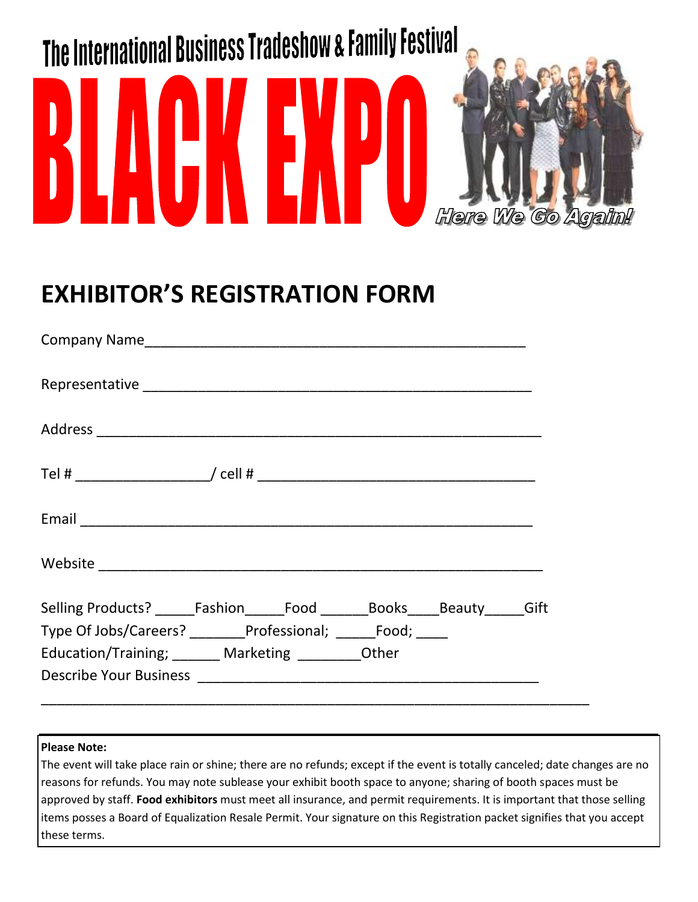The International Business Tradeshow & Family Festival

# BLACK EXPO

*Here We Go Again!*

## EXHIBITOR'S REGISTRATION FORM

Company Name_______________________________________________

Representative ______________________________________________

Address ____________________________________________________

Tel # ________________/ cell # ___________________________________

Email ______________________________________________________

Website ____________________________________________________

Selling Products? _____Fashion_____Food ______Books____Beauty_____Gift
Type Of Jobs/Careers? _______Professional; _____Food; ____
Education/Training; ______ Marketing ________Other
Describe Your Business ________________________________________

______________________________________________________________

**Please Note:**
The event will take place rain or shine; there are no refunds; except if the event is totally canceled; date changes are no reasons for refunds. You may note sublease your exhibit booth space to anyone; sharing of booth spaces must be approved by staff. **Food exhibitors** must meet all insurance, and permit requirements. It is important that those selling items posses a Board of Equalization Resale Permit. Your signature on this Registration packet signifies that you accept these terms.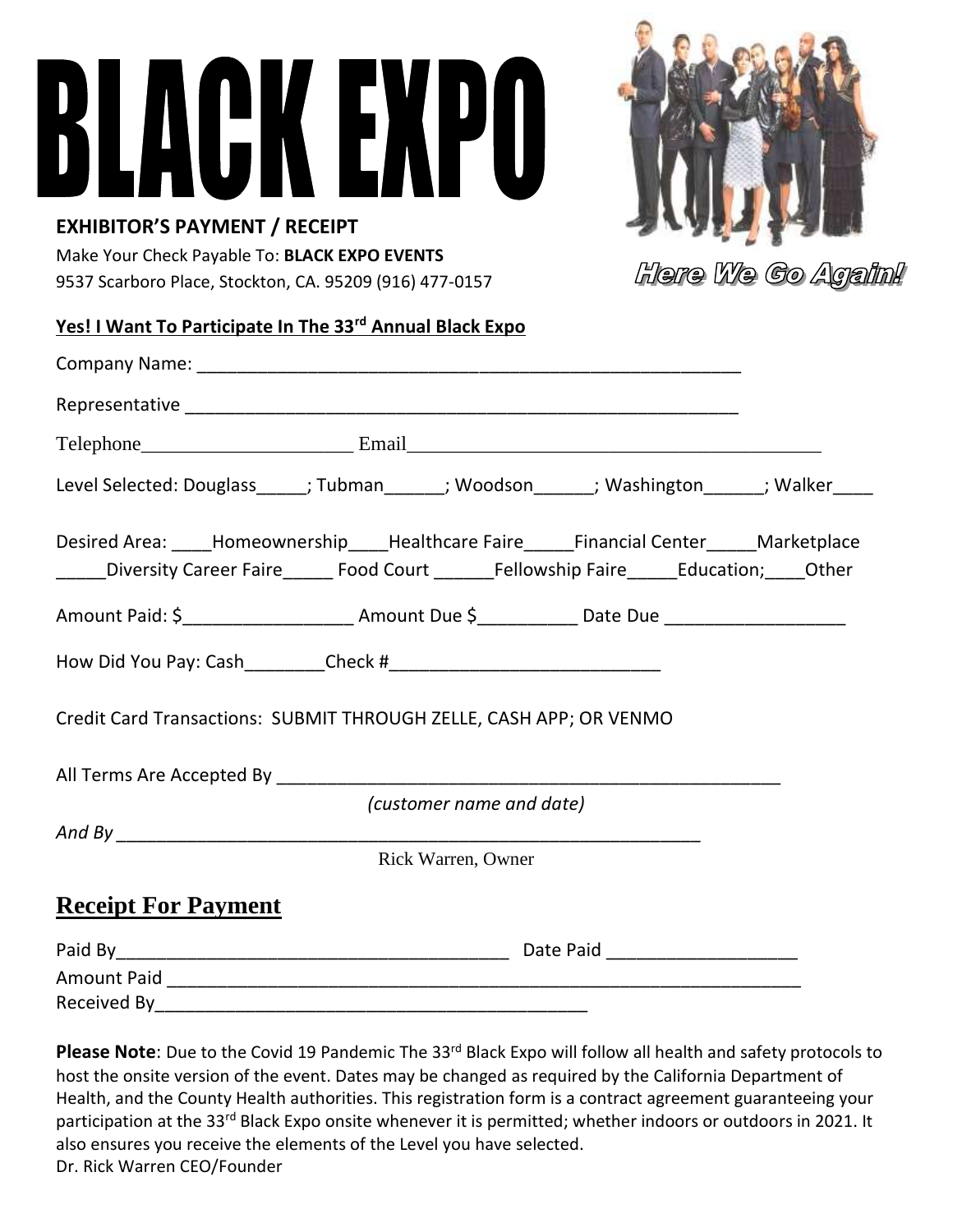# BLACK EXPO

Here We Go Again!

**EXHIBITOR'S PAYMENT / RECEIPT**

Make Your Check Payable To: **BLACK EXPO EVENTS**

9537 Scarboro Place, Stockton, CA. 95209 (916) 477-0157

**Yes! I Want To Participate In The 33rd Annual Black Expo**

Company Name: ______________________________________________________

Representative ______________________________________________________

Telephone____________________ Email________________________________________

Level Selected: Douglass_____; Tubman______; Woodson______; Washington______; Walker____

Desired Area: ____Homeownership____Healthcare Faire_____Financial Center_____Marketplace _____Diversity Career Faire_____ Food Court ______Fellowship Faire_____Education;____Other

Amount Paid: $_________________ Amount Due $__________ Date Due __________________

How Did You Pay: Cash________Check #___________________________

Credit Card Transactions: SUBMIT THROUGH ZELLE, CASH APP; OR VENMO

All Terms Are Accepted By ____________________________________________________

*(customer name and date)*

*And By* ____________________________________________________________

Rick Warren, Owner

## Receipt For Payment

Paid By_______________________________________ Date Paid ___________________

Amount Paid ________________________________________________________________

Received By____________________________________________

**Please Note**: Due to the Covid 19 Pandemic The 33rd Black Expo will follow all health and safety protocols to host the onsite version of the event. Dates may be changed as required by the California Department of Health, and the County Health authorities. This registration form is a contract agreement guaranteeing your participation at the 33rd Black Expo onsite whenever it is permitted; whether indoors or outdoors in 2021. It also ensures you receive the elements of the Level you have selected.

Dr. Rick Warren CEO/Founder